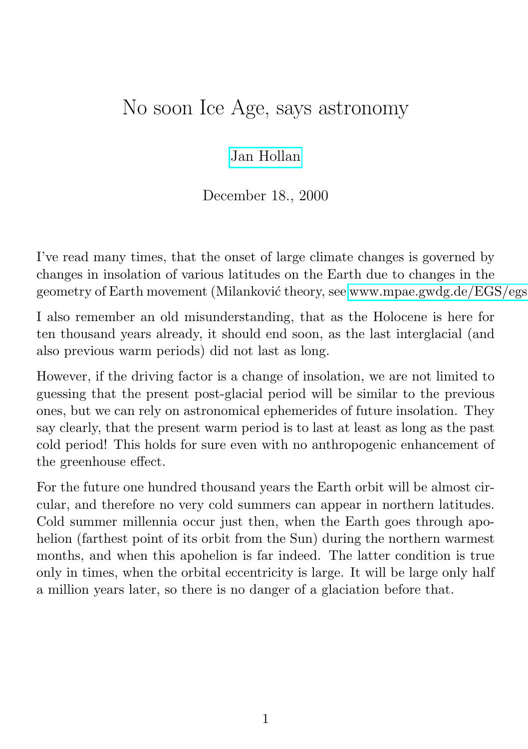# No soon Ice Age, says astronomy

Jan Hollan

December 18., 2000

I've read many times, that the onset of large climate changes is governed by changes in insolation of various latitudes on the Earth due to changes in the geometry of Earth movement (Milanković theory, see www.mpae.gwdg.de/EGS/egs

I also remember an old misunderstanding, that as the Holocene is here for ten thousand years already, it should end soon, as the last interglacial (and also previous warm periods) did not last as long.

However, if the driving factor is a change of insolation, we are not limited to guessing that the present post-glacial period will be similar to the previous ones, but we can rely on astronomical ephemerides of future insolation. They say clearly, that the present warm period is to last at least as long as the past cold period! This holds for sure even with no anthropogenic enhancement of the greenhouse effect.

For the future one hundred thousand years the Earth orbit will be almost circular, and therefore no very cold summers can appear in northern latitudes. Cold summer millennia occur just then, when the Earth goes through apohelion (farthest point of its orbit from the Sun) during the northern warmest months, and when this apohelion is far indeed. The latter condition is true only in times, when the orbital eccentricity is large. It will be large only half a million years later, so there is no danger of a glaciation before that.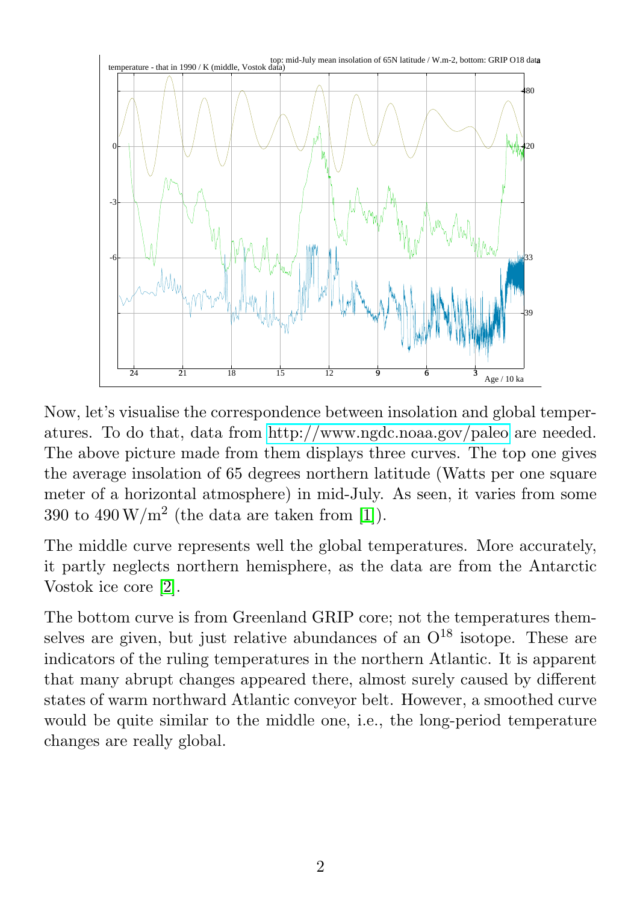Now, let's visualise the correspondence between insolation and global temperatures. To do that, data from http://www.ngdc.noaa.gov/paleo are needed. The above picture made from them displays three curves. The top one gives the average insolation of 65 degrees northern latitude (Watts per one square meter of a horizontal atmosphere) in mid-July. As seen, it varies from some 390 to 490 $\mathrm{W/m^2}$ (the data are taken from [1]).

The middle curve represents well the global temperatures. More accurately, it partly neglects northern hemisphere, as the data are from the Antarctic Vostok ice core [2].

The bottom curve is from Greenland GRIP core; not the temperatures themselves are given, but just relative abundances of an $O^{18}$ isotope. These are indicators of the ruling temperatures in the northern Atlantic. It is apparent that many abrupt changes appeared there, almost surely caused by different states of warm northward Atlantic conveyor belt. However, a smoothed curve would be quite similar to the middle one, i.e., the long-period temperature changes are really global.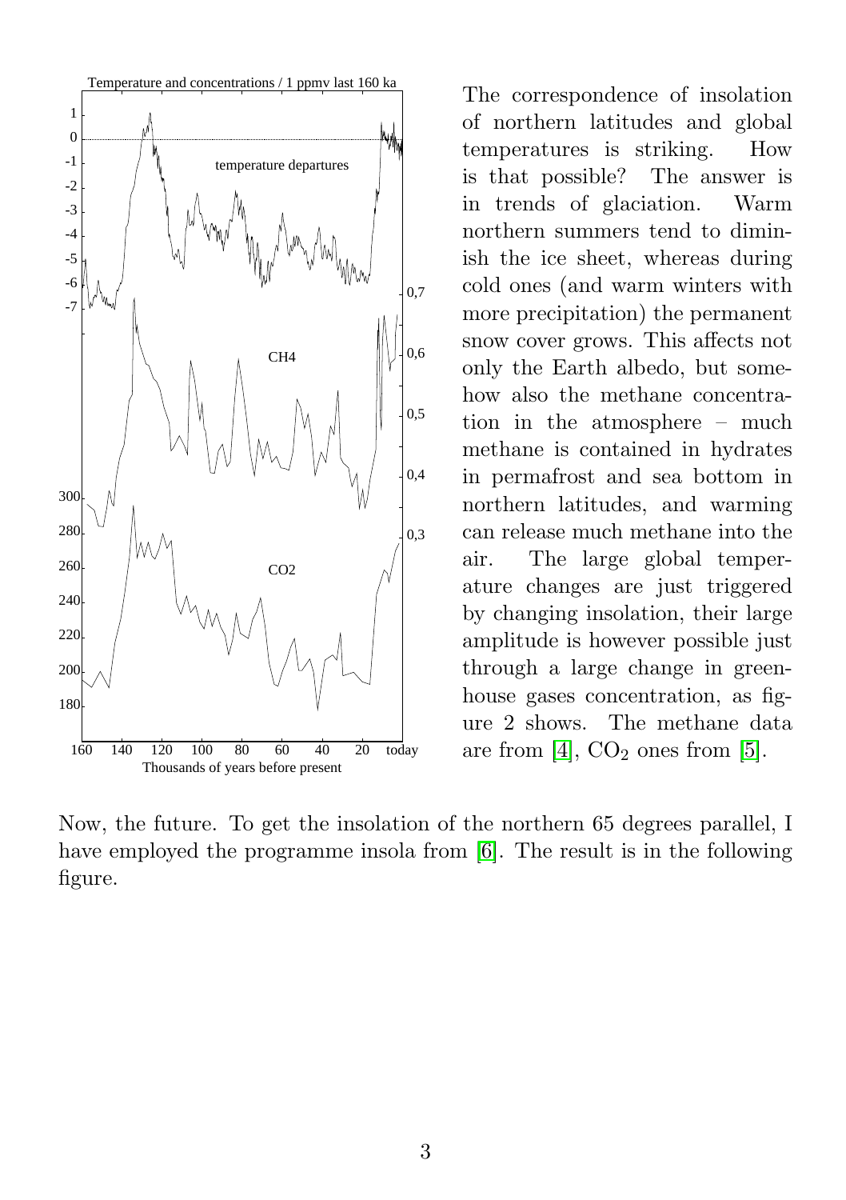The correspondence of insolation of northern latitudes and global temperatures is striking. How is that possible? The answer is in trends of glaciation. Warm northern summers tend to diminish the ice sheet, whereas during cold ones (and warm winters with more precipitation) the permanent snow cover grows. This affects not only the Earth albedo, but somehow also the methane concentration in the atmosphere – much methane is contained in hydrates in permafrost and sea bottom in northern latitudes, and warming can release much methane into the air. The large global temperature changes are just triggered by changing insolation, their large amplitude is however possible just through a large change in greenhouse gases concentration, as figure 2 shows. The methane data are from [4], $CO_2$ ones from [5].

Now, the future. To get the insolation of the northern 65 degrees parallel, I have employed the programme insola from [6]. The result is in the following figure.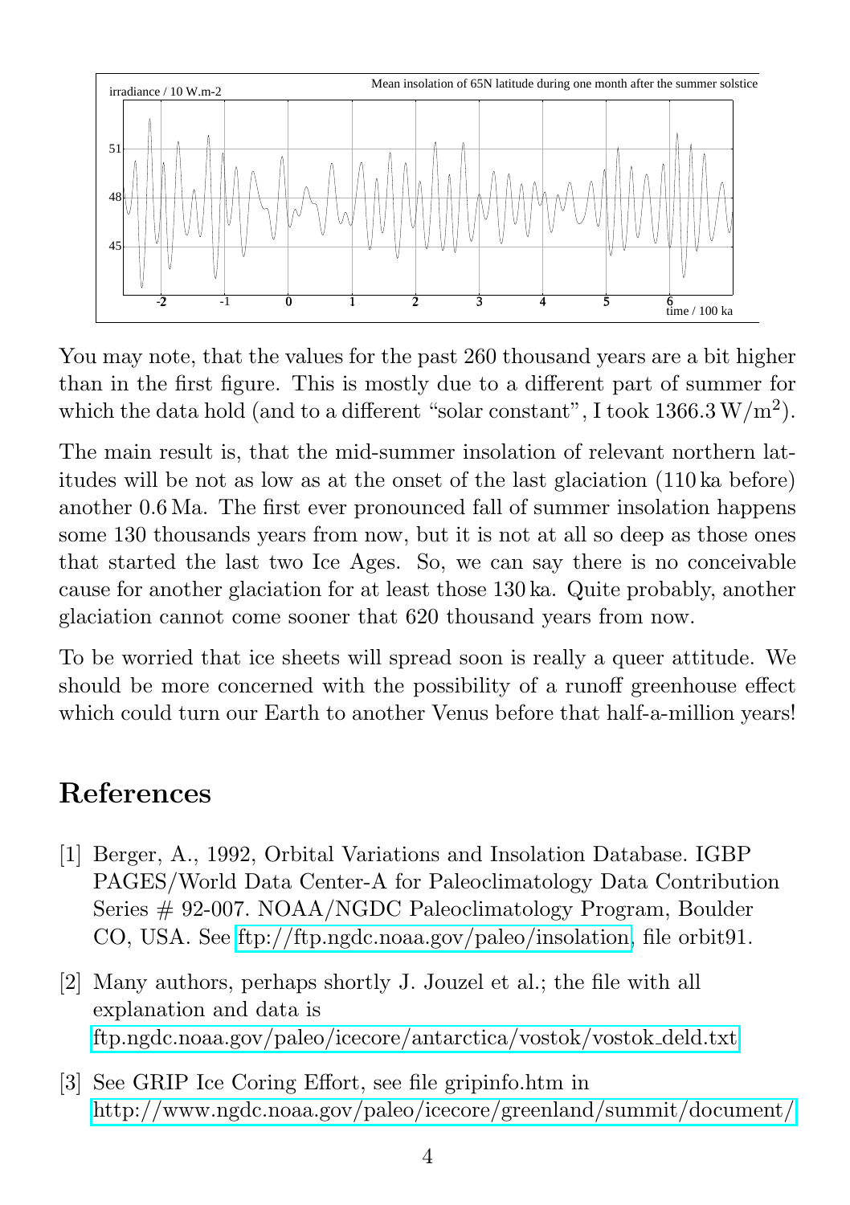You may note, that the values for the past 260 thousand years are a bit higher than in the first figure. This is mostly due to a different part of summer for which the data hold (and to a different "solar constant", I took $1366.3\,\mathrm{W/m^2}$).

The main result is, that the mid-summer insolation of relevant northern latitudes will be not as low as at the onset of the last glaciation (110 ka before) another 0.6 Ma. The first ever pronounced fall of summer insolation happens some 130 thousands years from now, but it is not at all so deep as those ones that started the last two Ice Ages. So, we can say there is no conceivable cause for another glaciation for at least those 130 ka. Quite probably, another glaciation cannot come sooner that 620 thousand years from now.

To be worried that ice sheets will spread soon is really a queer attitude. We should be more concerned with the possibility of a runoff greenhouse effect which could turn our Earth to another Venus before that half-a-million years!

## References

[1] Berger, A., 1992, Orbital Variations and Insolation Database. IGBP PAGES/World Data Center-A for Paleoclimatology Data Contribution Series # 92-007. NOAA/NGDC Paleoclimatology Program, Boulder CO, USA. See ftp://ftp.ngdc.noaa.gov/paleo/insolation, file orbit91.

[2] Many authors, perhaps shortly J. Jouzel et al.; the file with all explanation and data is ftp.ngdc.noaa.gov/paleo/icecore/antarctica/vostok/vostok_deld.txt

[3] See GRIP Ice Coring Effort, see file gripinfo.htm in http://www.ngdc.noaa.gov/paleo/icecore/greenland/summit/document/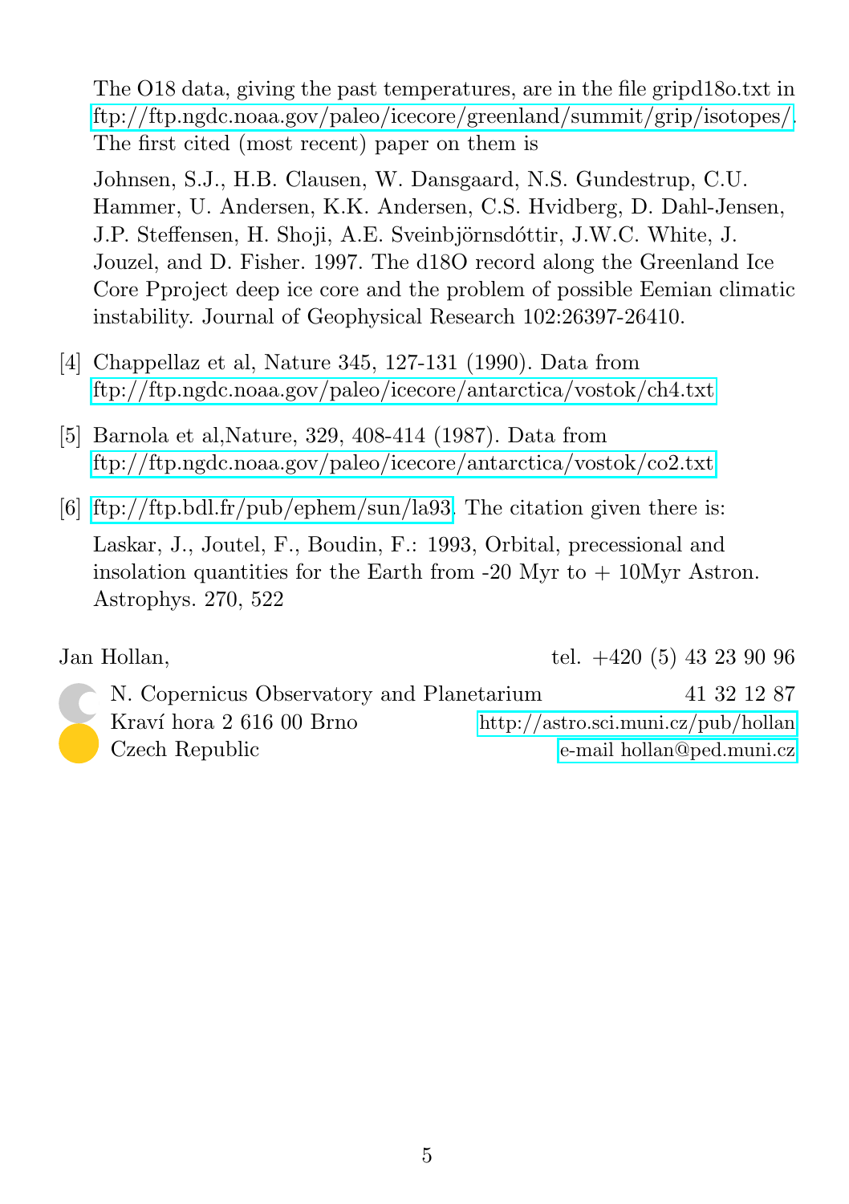The O18 data, giving the past temperatures, are in the file gripd18o.txt in ftp://ftp.ngdc.noaa.gov/paleo/icecore/greenland/summit/grip/isotopes/. The first cited (most recent) paper on them is

Johnsen, S.J., H.B. Clausen, W. Dansgaard, N.S. Gundestrup, C.U. Hammer, U. Andersen, K.K. Andersen, C.S. Hvidberg, D. Dahl-Jensen, J.P. Steffensen, H. Shoji, A.E. Sveinbjörnsdóttir, J.W.C. White, J. Jouzel, and D. Fisher. 1997. The d18O record along the Greenland Ice Core Pproject deep ice core and the problem of possible Eemian climatic instability. Journal of Geophysical Research 102:26397-26410.

[4] Chappellaz et al, Nature 345, 127-131 (1990). Data from ftp://ftp.ngdc.noaa.gov/paleo/icecore/antarctica/vostok/ch4.txt

[5] Barnola et al,Nature, 329, 408-414 (1987). Data from ftp://ftp.ngdc.noaa.gov/paleo/icecore/antarctica/vostok/co2.txt

[6] ftp://ftp.bdl.fr/pub/ephem/sun/la93. The citation given there is:

Laskar, J., Joutel, F., Boudin, F.: 1993, Orbital, precessional and insolation quantities for the Earth from -20 Myr to + 10Myr Astron. Astrophys. 270, 522

Jan Hollan, tel. +420 (5) 43 23 90 96

N. Copernicus Observatory and Planetarium 41 32 12 87
Kraví hora 2 616 00 Brno http://astro.sci.muni.cz/pub/hollan
Czech Republic e-mail hollan@ped.muni.cz